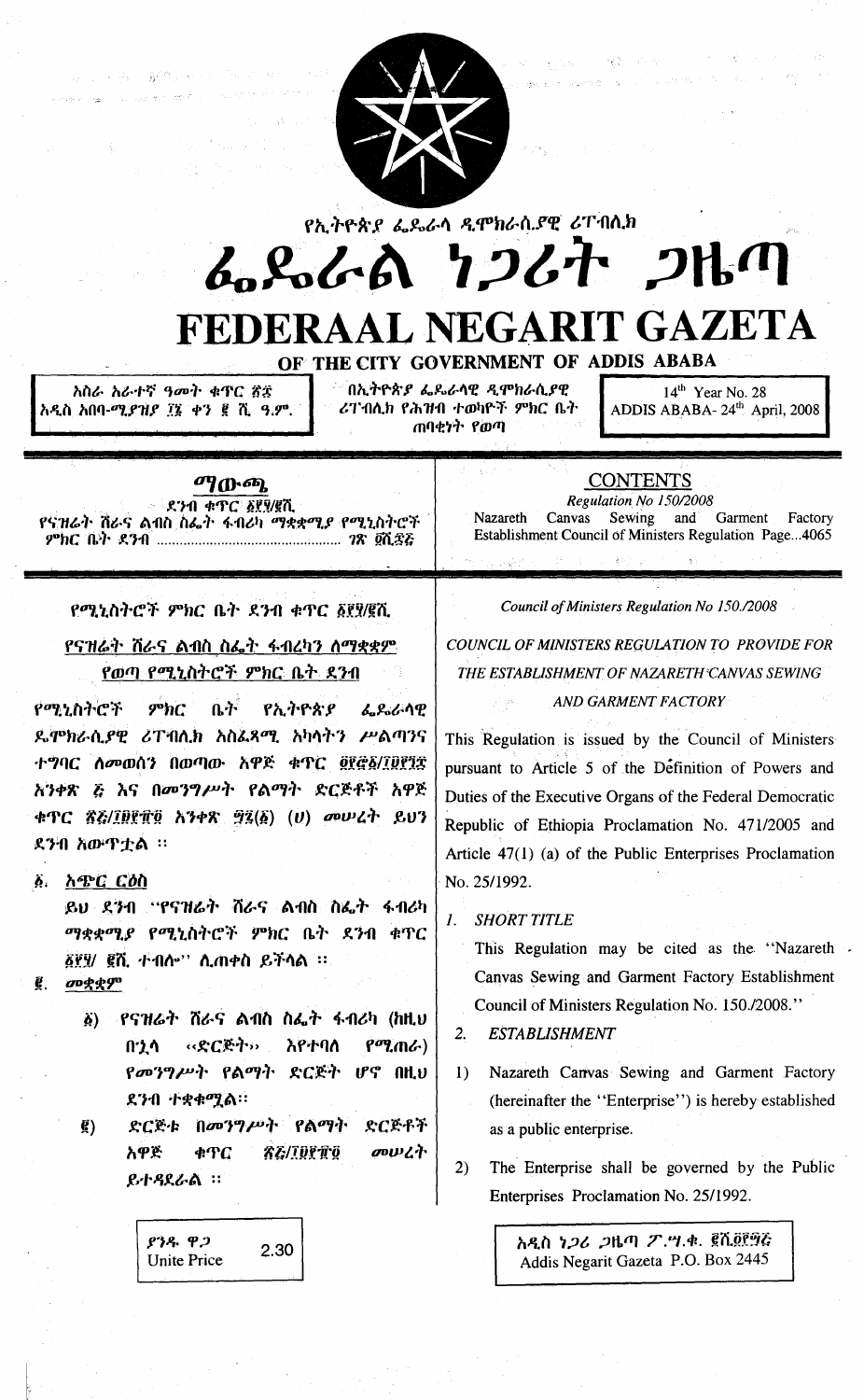የኢትዮጵያ ፌዴራላዊ ዲሞክራሲያዊ ሪፐብሊክ

# ፌዴራል ነጋሪት ጋዜጣ

# FEDERAAL NEGARIT GAZETA

OF THE CITY GOVERNMENT OF ADDIS ABABA

አስራ አራተኛ ዓመት ቁጥር ፳፰
አዲስ አበባ-ሚያዝያ ፲፮ ቀን ፪ ሺ ዓ.ም.

በኢትዮጵያ ፌዴራላዊ ዲሞክራሲያዊ ሪፐብሊክ የሕዝብ ተወካዮች ምክር ቤት ጠባቂነት የወጣ

14th Year No. 28
ADDIS ABABA- 24th April, 2008

## ማውጫ

ደንብ ቁጥር ፩፻፶/፪ሺ
የናዝሬት ሸራና ልብስ ስፌት ፋብሪካ ማቋቋሚያ የሚኒስትሮች ምክር ቤት ደንብ ........................................ ገጽ ፬ሺ፷፭

## CONTENTS

*Regulation No 150/2008*
Nazareth Canvas Sewing and Garment Factory Establishment Council of Ministers Regulation Page...4065

### የሚኒስትሮች ምክር ቤት ደንብ ቁጥር ፩፻፶/፪ሺ

### የናዝሬት ሸራና ልብስ ስፌት ፋብሪካን ለማቋቋም የወጣ የሚኒስትሮች ምክር ቤት ደንብ

የሚኒስትሮች ምክር ቤት የኢትዮጵያ ፌዴራላዊ ዲሞክራሲያዊ ሪፐብሊክ አስፈጻሚ አካላትን ሥልጣንና ተግባር ለመወሰን በወጣው አዋጅ ቁጥር ፬፻፸፩/፲፱፻፺፯ አንቀጽ ፭ እና በመንግሥት የልማት ድርጅቶች አዋጅ ቁጥር ፳፭/፲፱፻፹፬ አንቀጽ ፵፯(፩) (ሀ) መሠረት ይህን ደንብ አውጥቷል ።

**፩. አጭር ርዕስ**

ይህ ደንብ "የናዝሬት ሸራና ልብስ ስፌት ፋብሪካ ማቋቋሚያ የሚኒስትሮች ምክር ቤት ደንብ ቁጥር ፩፻፶/ ፪ሺ ተብሎ" ሊጠቀስ ይችላል ።

**፪. መቋቋም**

፩) የናዝሬት ሸራና ልብስ ስፌት ፋብሪካ (ከዚህ በኋላ «ድርጅት» እየተባለ የሚጠራ) የመንግሥት የልማት ድርጅት ሆኖ በዚህ ደንብ ተቋቁሟል።

፪) ድርጅቱ በመንግሥት የልማት ድርጅቶች አዋጅ ቁጥር ፳፭/፲፱፻፹፬ መሠረት ይተዳደራል ።

*Council of Ministers Regulation No 150./2008*

*COUNCIL OF MINISTERS REGULATION TO PROVIDE FOR THE ESTABLISHMENT OF NAZARETH CANVAS SEWING AND GARMENT FACTORY*

This Regulation is issued by the Council of Ministers pursuant to Article 5 of the Definition of Powers and Duties of the Executive Organs of the Federal Democratic Republic of Ethiopia Proclamation No. 471/2005 and Article 47(1) (a) of the Public Enterprises Proclamation No. 25/1992.

1. *SHORT TITLE*

   This Regulation may be cited as the "Nazareth Canvas Sewing and Garment Factory Establishment Council of Ministers Regulation No. 150./2008."

2. *ESTABLISHMENT*

   1) Nazareth Canvas Sewing and Garment Factory (hereinafter the "Enterprise") is hereby established as a public enterprise.

   2) The Enterprise shall be governed by the Public Enterprises Proclamation No. 25/1992.

ያንዱ ዋጋ / Unite Price 2.30

አዲስ ነጋሪ ጋዜጣ ፖ.ሣ.ቁ. ፪ሺ፬፻፵፭
Addis Negarit Gazeta P.O. Box 2445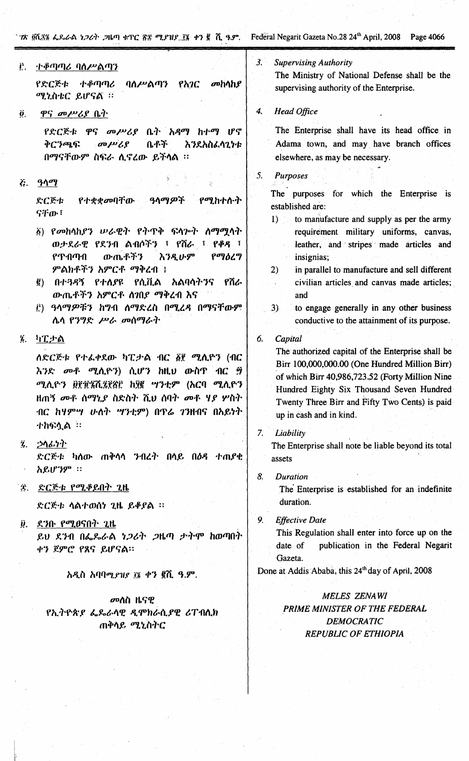፫. ተቆጣጣሪ ባለሥልጣን

የድርጅቱ ተቆጣጣሪ ባለሥልጣን የአገር መከላከያ ሚኒስቴር ይሆናል ፡፡

፬. ዋና መሥሪያ ቤት

የድርጅቱ ዋና መሥሪያ ቤት አዳማ ከተማ ሆኖ ቅርንጫፍ መሥሪያ ቤቶች እንደአስፈላጊነቱ በማናቸውም ስፍራ ሊኖረው ይችላል ፡፡

፭. ዓላማ

ድርጅቱ የተቋቋመባቸው ዓላማዎች የሚከተሉት ናቸው፣

፩) የመከላከያን ሠራዊት የትጥቅ ፍላጐት ለማሟላት ወታደራዊ የደንብ ልብሶችን ፣ የሸራ ፣ የቆዳ ፣ የጥብጣብ ውጤቶችን እንዲሁም የማዕረግ ምልክቶችን አምርቶ ማቅረብ ፣

፪) በተጓዳኝ የተለያዩ የሲቪል አልባሳትንና የሸራ ውጤቶችን አምርቶ ለገበያ ማቅረብ እና

፫) ዓላማዎቹን ከግብ ለማድረስ በሚረዳ በማናቸውም ሌላ የንግድ ሥራ መሰማራት

፮. ካፒታል

ለድርጅቱ የተፈቀደው ካፒታል ብር ፩፻ ሚሊዮን (ብር አንድ መቶ ሚሊዮን) ሲሆን ከዚህ ውስጥ ብር ፵ ሚሊዮን ፱፻፹፮ሺ፯፻፳፫ ከ፶፪ ሣንቲም (አርባ ሚሊዮን ዘጠኝ መቶ ሰማኒያ ስድስት ሺህ ሰባት መቶ ሃያ ሦስት ብር ከሃምሣ ሁለት ሣንቲም) በጥሬ ገንዘብና በአይነት ተከፍሏል ፡፡

፯. ኃላፊነት

ድርጅቱ ካለው ጠቅላላ ንብረት በላይ በዕዳ ተጠያቂ አይሆንም ፡፡

፰. ድርጅቱ የሚቆይበት ጊዜ

ድርጅቱ ላልተወሰነ ጊዜ ይቆያል ፡፡

፱. ደንቡ የሚፀናበት ጊዜ

ይህ ደንብ በፌዴራል ነጋሪት ጋዜጣ ታትሞ ከወጣበት ቀን ጀምሮ የጸና ይሆናል፡፡

አዲስ አበባ ሚያዝያ ፲፮ ቀን ፪ሺ ዓ.ም.

መለስ ዜናዊ

የኢትዮጵያ ፌዴራላዊ ዲሞክራሲያዊ ሪፐብሊክ ጠቅላይ ሚኒስትር

3. *Supervising Authority*

The Ministry of National Defense shall be the supervising authority of the Enterprise.

4. *Head Office*

The Enterprise shall have its head office in Adama town, and may have branch offices elsewhere, as may be necessary.

5. *Purposes*

The purposes for which the Enterprise is established are:

1) to manufacture and supply as per the army requirement military uniforms, canvas, leather, and stripes made articles and insignias;
2) in parallel to manufacture and sell different civilian articles and canvas made articles; and
3) to engage generally in any other business conductive to the attainment of its purpose.

6. *Capital*

The authorized capital of the Enterprise shall be Birr 100,000,000.00 (One Hundred Million Birr) of which Birr 40,986,723.52 (Forty Million Nine Hundred Eighty Six Thousand Seven Hundred Twenty Three Birr and Fifty Two Cents) is paid up in cash and in kind.

7. *Liability*

The Enterprise shall note be liable beyond its total assets

8. *Duration*

The Enterprise is established for an indefinite duration.

9. *Effective Date*

This Regulation shall enter into force up on the date of publication in the Federal Negarit Gazeta.

Done at Addis Ababa, this 24th day of April, 2008

*MELES ZENAWI*

*PRIME MINISTER OF THE FEDERAL DEMOCRATIC REPUBLIC OF ETHIOPIA*